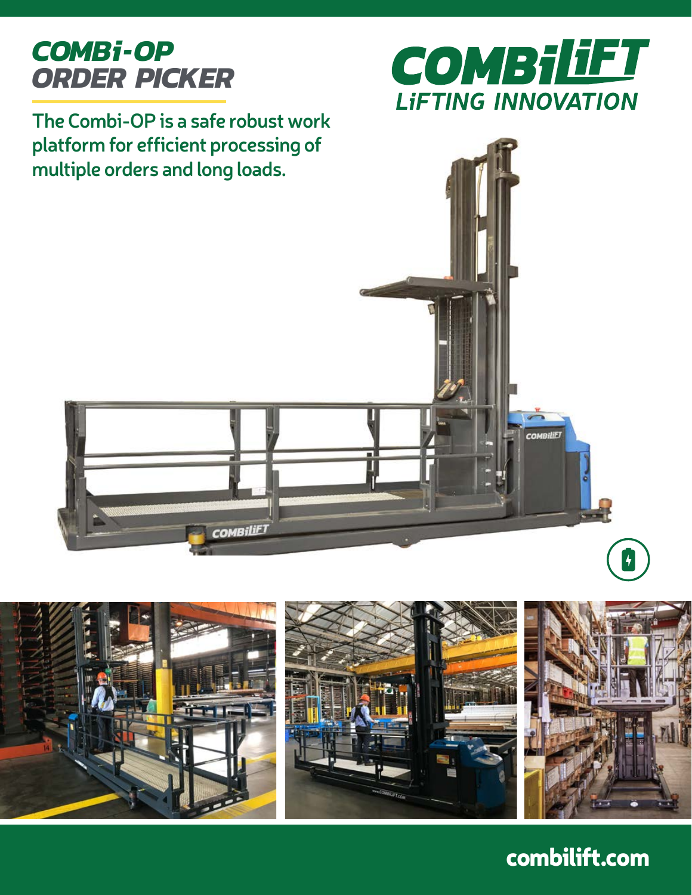# COMBi-OP ORDER PICKER

COMBiLiFT
LiFTING INNOVATION

**The Combi-OP is a safe robust work platform for efficient processing of multiple orders and long loads.**

combilift.com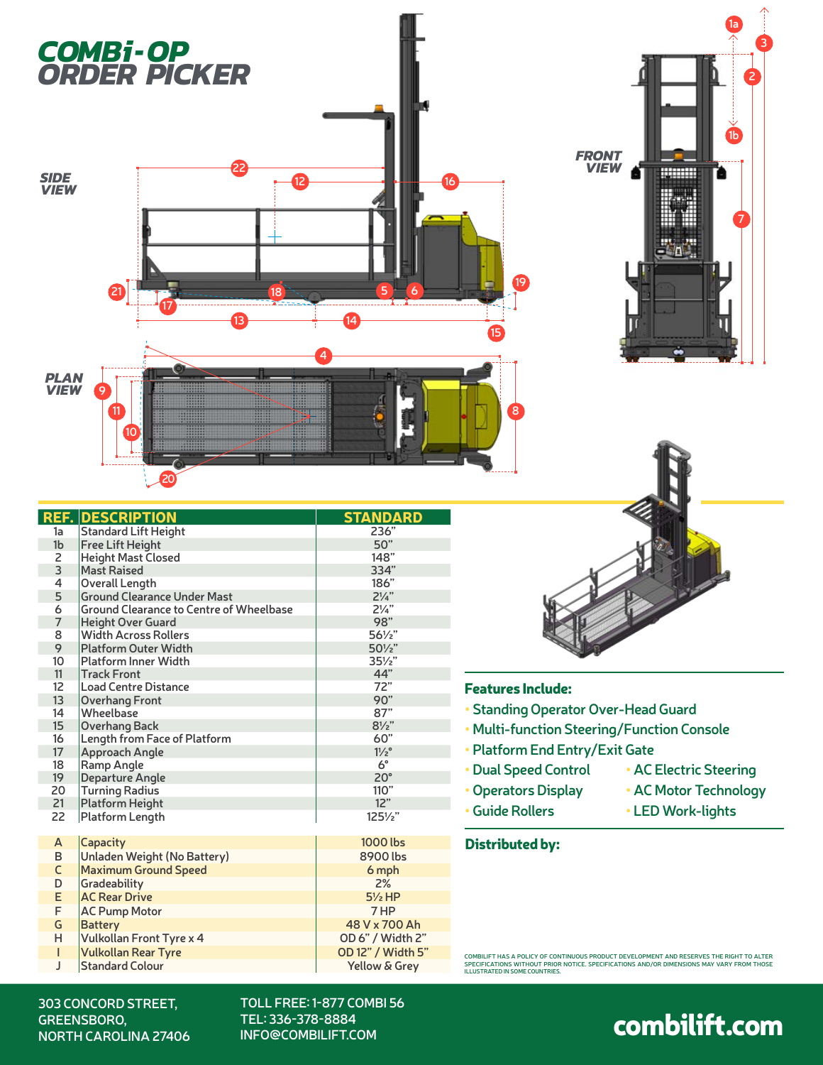# COMBi-OP ORDER PICKER

| REF. | DESCRIPTION | STANDARD |
|---|---|---|
| 1a | Standard Lift Height | 236" |
| 1b | Free Lift Height | 50" |
| 2 | Height Mast Closed | 148" |
| 3 | Mast Raised | 334" |
| 4 | Overall Length | 186" |
| 5 | Ground Clearance Under Mast | 2¼" |
| 6 | Ground Clearance to Centre of Wheelbase | 2¼" |
| 7 | Height Over Guard | 98" |
| 8 | Width Across Rollers | 56½" |
| 9 | Platform Outer Width | 50½" |
| 10 | Platform Inner Width | 35½" |
| 11 | Track Front | 44" |
| 12 | Load Centre Distance | 72" |
| 13 | Overhang Front | 90" |
| 14 | Wheelbase | 87" |
| 15 | Overhang Back | 8½" |
| 16 | Length from Face of Platform | 60" |
| 17 | Approach Angle | 1½° |
| 18 | Ramp Angle | 6° |
| 19 | Departure Angle | 20° |
| 20 | Turning Radius | 110" |
| 21 | Platform Height | 12" |
| 22 | Platform Length | 125½" |

| REF. | DESCRIPTION | STANDARD |
|---|---|---|
| A | Capacity | 1000 lbs |
| B | Unladen Weight (No Battery) | 8900 lbs |
| C | Maximum Ground Speed | 6 mph |
| D | Gradeability | 2% |
| E | AC Rear Drive | 5½ HP |
| F | AC Pump Motor | 7 HP |
| G | Battery | 48 V x 700 Ah |
| H | Vulkollan Front Tyre x 4 | OD 6" / Width 2" |
| I | Vulkollan Rear Tyre | OD 12" / Width 5" |
| J | Standard Colour | Yellow & Grey |

## Features Include:

- Standing Operator Over-Head Guard
- Multi-function Steering/Function Console
- Platform End Entry/Exit Gate
- Dual Speed Control
- Operators Display
- Guide Rollers
- AC Electric Steering
- AC Motor Technology
- LED Work-lights

## Distributed by:

COMBILIFT HAS A POLICY OF CONTINUOUS PRODUCT DEVELOPMENT AND RESERVES THE RIGHT TO ALTER SPECIFICATIONS WITHOUT PRIOR NOTICE. SPECIFICATIONS AND/OR DIMENSIONS MAY VARY FROM THOSE ILLUSTRATED IN SOME COUNTRIES.

303 CONCORD STREET,
GREENSBORO,
NORTH CAROLINA 27406

TOLL FREE: 1-877 COMBI 56
TEL: 336-378-8884
INFO@COMBILIFT.COM

combilift.com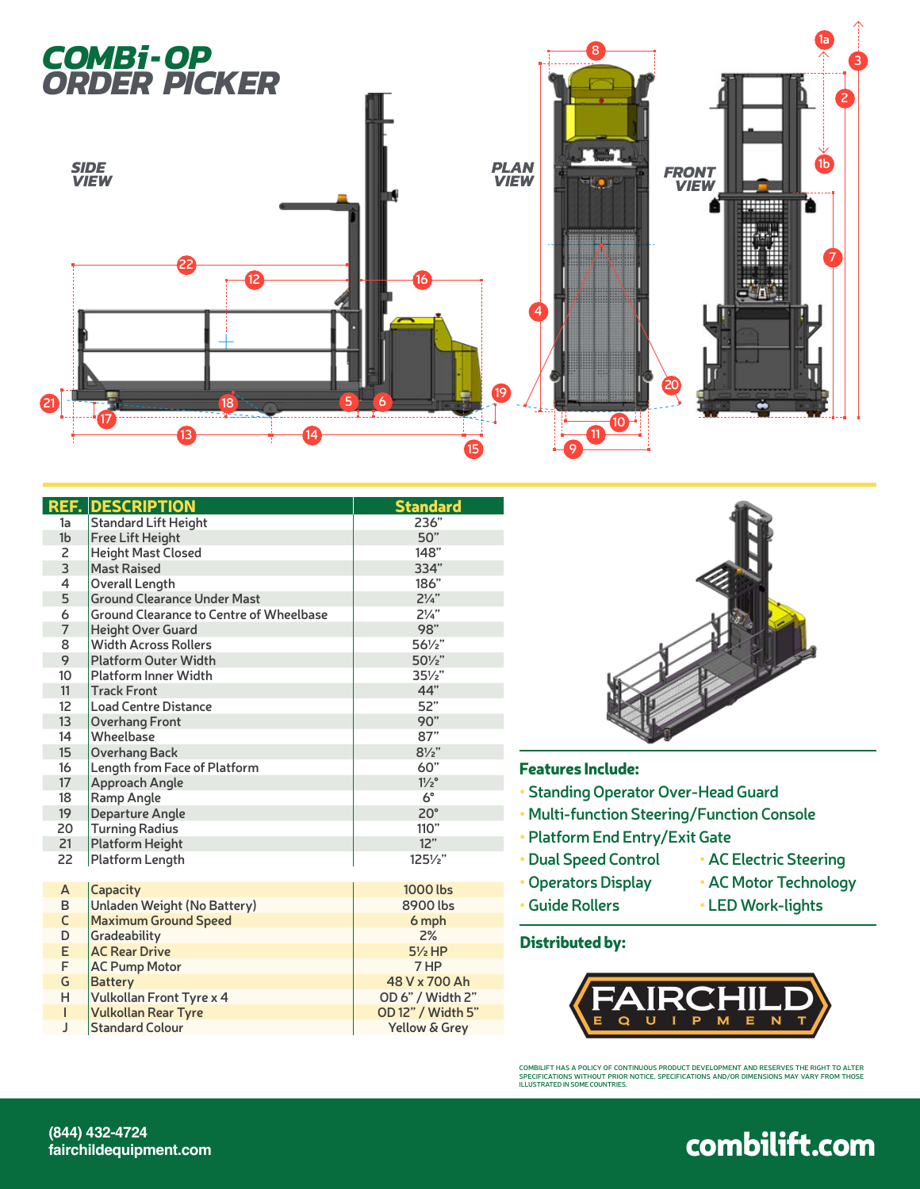# COMBi-OP ORDER PICKER

SIDE VIEW

PLAN VIEW

FRONT VIEW

| REF. | DESCRIPTION | Standard |
|---|---|---|
| 1a | Standard Lift Height | 236" |
| 1b | Free Lift Height | 50" |
| 2 | Height Mast Closed | 148" |
| 3 | Mast Raised | 334" |
| 4 | Overall Length | 186" |
| 5 | Ground Clearance Under Mast | 2¼" |
| 6 | Ground Clearance to Centre of Wheelbase | 2¼" |
| 7 | Height Over Guard | 98" |
| 8 | Width Across Rollers | 56½" |
| 9 | Platform Outer Width | 50½" |
| 10 | Platform Inner Width | 35½" |
| 11 | Track Front | 44" |
| 12 | Load Centre Distance | 52" |
| 13 | Overhang Front | 90" |
| 14 | Wheelbase | 87" |
| 15 | Overhang Back | 8½" |
| 16 | Length from Face of Platform | 60" |
| 17 | Approach Angle | 1½° |
| 18 | Ramp Angle | 6° |
| 19 | Departure Angle | 20° |
| 20 | Turning Radius | 110" |
| 21 | Platform Height | 12" |
| 22 | Platform Length | 125½" |

| | | |
|---|---|---|
| A | Capacity | 1000 lbs |
| B | Unladen Weight (No Battery) | 8900 lbs |
| C | Maximum Ground Speed | 6 mph |
| D | Gradeability | 2% |
| E | AC Rear Drive | 5½ HP |
| F | AC Pump Motor | 7 HP |
| G | Battery | 48 V x 700 Ah |
| H | Vulkollan Front Tyre x 4 | OD 6" / Width 2" |
| I | Vulkollan Rear Tyre | OD 12" / Width 5" |
| J | Standard Colour | Yellow & Grey |

## Features Include:

- Standing Operator Over-Head Guard
- Multi-function Steering/Function Console
- Platform End Entry/Exit Gate
- Dual Speed Control
- Operators Display
- Guide Rollers
- AC Electric Steering
- AC Motor Technology
- LED Work-lights

## Distributed by:

FAIRCHILD EQUIPMENT

COMBILIFT HAS A POLICY OF CONTINUOUS PRODUCT DEVELOPMENT AND RESERVES THE RIGHT TO ALTER SPECIFICATIONS WITHOUT PRIOR NOTICE. SPECIFICATIONS AND/OR DIMENSIONS MAY VARY FROM THOSE ILLUSTRATED IN SOME COUNTRIES.

(844) 432-4724
fairchildequipment.com

combilift.com